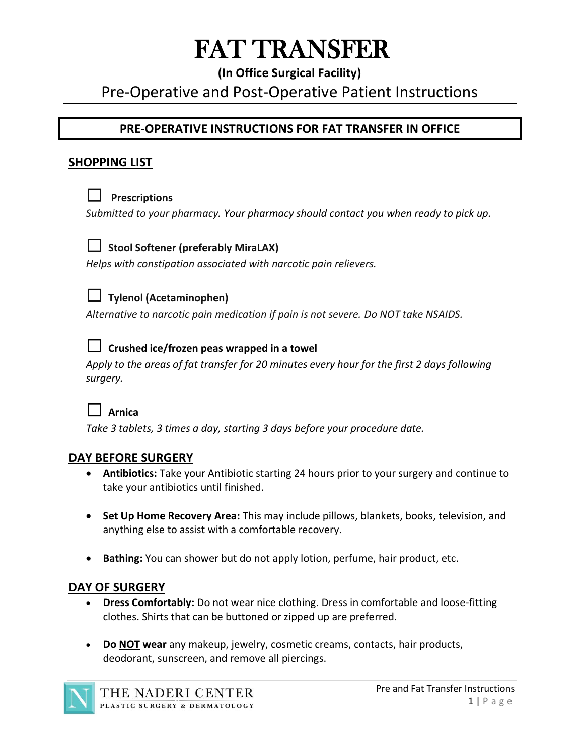# FAT TRANSFER

**(In Office Surgical Facility)**

## Pre-Operative and Post-Operative Patient Instructions

---

## PRE-OPERATIVE INSTRUCTIONS FOR FAT TRANSFER IN OFFICE

### SHOPPING LIST

☐ **Prescriptions**

*Submitted to your pharmacy. Your pharmacy should contact you when ready to pick up.*

☐ **Stool Softener (preferably MiraLAX)**

*Helps with constipation associated with narcotic pain relievers.*

☐ **Tylenol (Acetaminophen)**

*Alternative to narcotic pain medication if pain is not severe. Do NOT take NSAIDS.*

☐ **Crushed ice/frozen peas wrapped in a towel**

*Apply to the areas of fat transfer for 20 minutes every hour for the first 2 days following surgery.*

☐ **Arnica**

*Take 3 tablets, 3 times a day, starting 3 days before your procedure date.*

### DAY BEFORE SURGERY

- **Antibiotics:** Take your Antibiotic starting 24 hours prior to your surgery and continue to take your antibiotics until finished.
- **Set Up Home Recovery Area:** This may include pillows, blankets, books, television, and anything else to assist with a comfortable recovery.
- **Bathing:** You can shower but do not apply lotion, perfume, hair product, etc.

### DAY OF SURGERY

- **Dress Comfortably:** Do not wear nice clothing. Dress in comfortable and loose-fitting clothes. Shirts that can be buttoned or zipped up are preferred.
- **Do <u>NOT</u> wear** any makeup, jewelry, cosmetic creams, contacts, hair products, deodorant, sunscreen, and remove all piercings.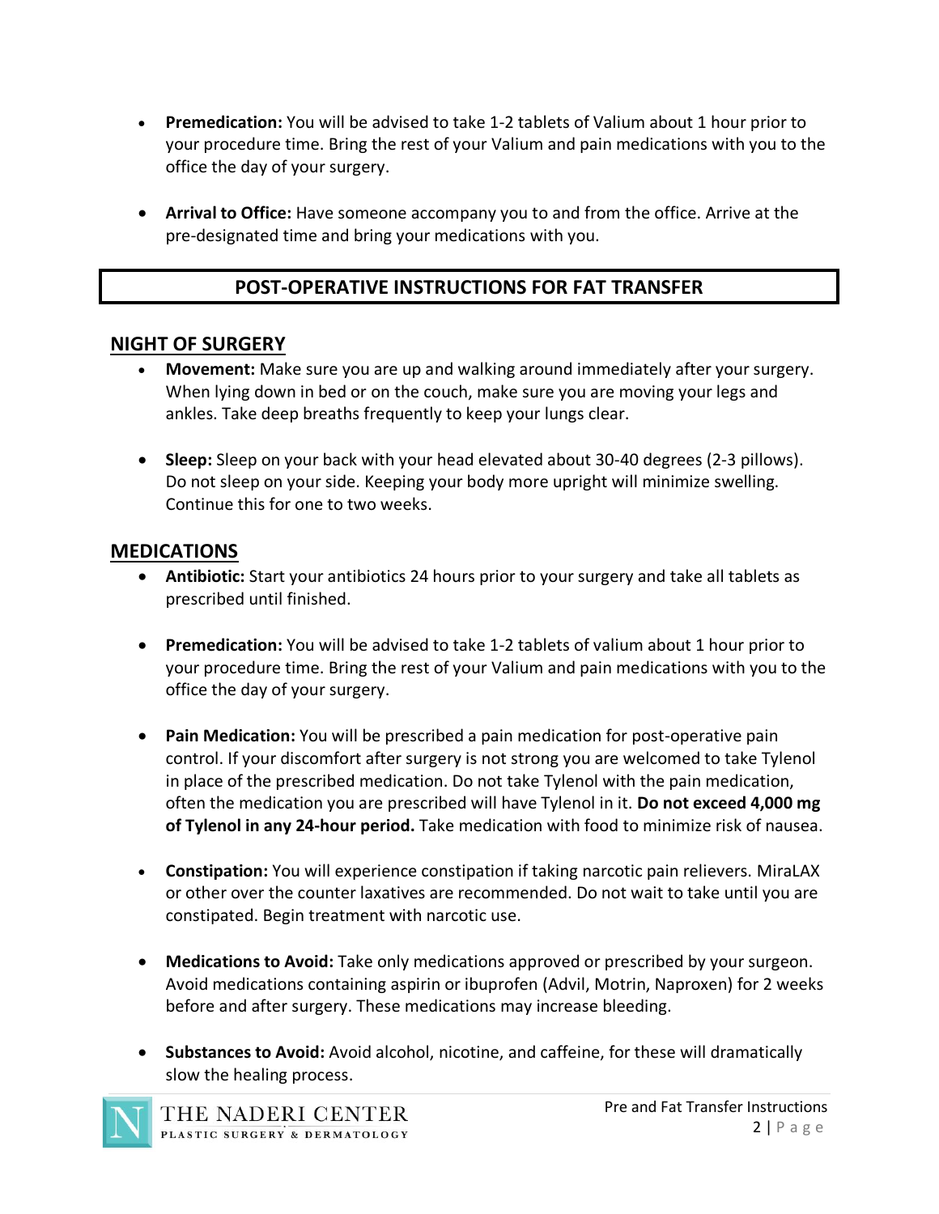- **Premedication:** You will be advised to take 1-2 tablets of Valium about 1 hour prior to your procedure time. Bring the rest of your Valium and pain medications with you to the office the day of your surgery.

- **Arrival to Office:** Have someone accompany you to and from the office. Arrive at the pre-designated time and bring your medications with you.

## POST-OPERATIVE INSTRUCTIONS FOR FAT TRANSFER

### NIGHT OF SURGERY

- **Movement:** Make sure you are up and walking around immediately after your surgery. When lying down in bed or on the couch, make sure you are moving your legs and ankles. Take deep breaths frequently to keep your lungs clear.

- **Sleep:** Sleep on your back with your head elevated about 30-40 degrees (2-3 pillows). Do not sleep on your side. Keeping your body more upright will minimize swelling. Continue this for one to two weeks.

### MEDICATIONS

- **Antibiotic:** Start your antibiotics 24 hours prior to your surgery and take all tablets as prescribed until finished.

- **Premedication:** You will be advised to take 1-2 tablets of valium about 1 hour prior to your procedure time. Bring the rest of your Valium and pain medications with you to the office the day of your surgery.

- **Pain Medication:** You will be prescribed a pain medication for post-operative pain control. If your discomfort after surgery is not strong you are welcomed to take Tylenol in place of the prescribed medication. Do not take Tylenol with the pain medication, often the medication you are prescribed will have Tylenol in it. **Do not exceed 4,000 mg of Tylenol in any 24-hour period.** Take medication with food to minimize risk of nausea.

- **Constipation:** You will experience constipation if taking narcotic pain relievers. MiraLAX or other over the counter laxatives are recommended. Do not wait to take until you are constipated. Begin treatment with narcotic use.

- **Medications to Avoid:** Take only medications approved or prescribed by your surgeon. Avoid medications containing aspirin or ibuprofen (Advil, Motrin, Naproxen) for 2 weeks before and after surgery. These medications may increase bleeding.

- **Substances to Avoid:** Avoid alcohol, nicotine, and caffeine, for these will dramatically slow the healing process.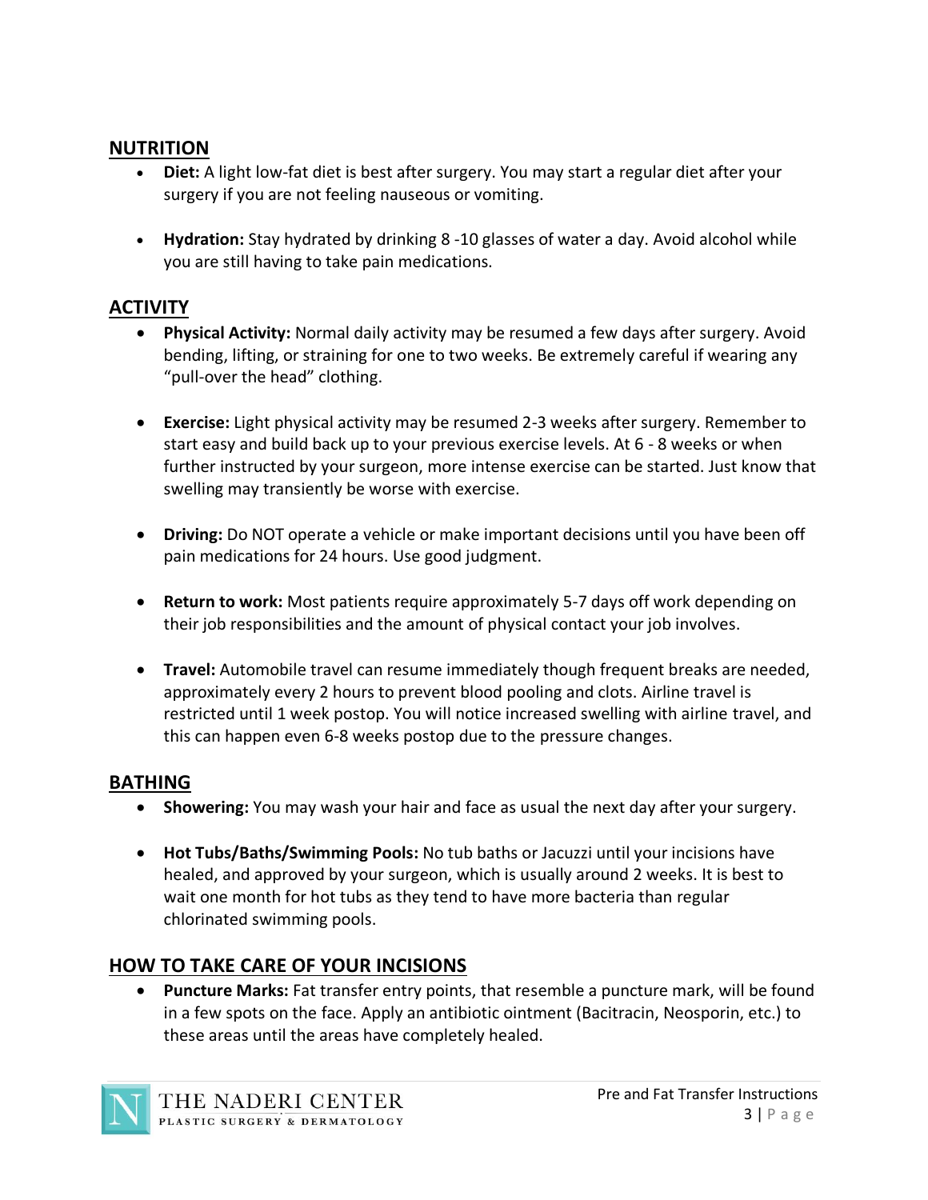## NUTRITION

- **Diet:** A light low-fat diet is best after surgery. You may start a regular diet after your surgery if you are not feeling nauseous or vomiting.
- **Hydration:** Stay hydrated by drinking 8 -10 glasses of water a day. Avoid alcohol while you are still having to take pain medications.

## ACTIVITY

- **Physical Activity:** Normal daily activity may be resumed a few days after surgery. Avoid bending, lifting, or straining for one to two weeks. Be extremely careful if wearing any "pull-over the head" clothing.
- **Exercise:** Light physical activity may be resumed 2-3 weeks after surgery. Remember to start easy and build back up to your previous exercise levels. At 6 - 8 weeks or when further instructed by your surgeon, more intense exercise can be started. Just know that swelling may transiently be worse with exercise.
- **Driving:** Do NOT operate a vehicle or make important decisions until you have been off pain medications for 24 hours. Use good judgment.
- **Return to work:** Most patients require approximately 5-7 days off work depending on their job responsibilities and the amount of physical contact your job involves.
- **Travel:** Automobile travel can resume immediately though frequent breaks are needed, approximately every 2 hours to prevent blood pooling and clots. Airline travel is restricted until 1 week postop. You will notice increased swelling with airline travel, and this can happen even 6-8 weeks postop due to the pressure changes.

## BATHING

- **Showering:** You may wash your hair and face as usual the next day after your surgery.
- **Hot Tubs/Baths/Swimming Pools:** No tub baths or Jacuzzi until your incisions have healed, and approved by your surgeon, which is usually around 2 weeks. It is best to wait one month for hot tubs as they tend to have more bacteria than regular chlorinated swimming pools.

## HOW TO TAKE CARE OF YOUR INCISIONS

- **Puncture Marks:** Fat transfer entry points, that resemble a puncture mark, will be found in a few spots on the face. Apply an antibiotic ointment (Bacitracin, Neosporin, etc.) to these areas until the areas have completely healed.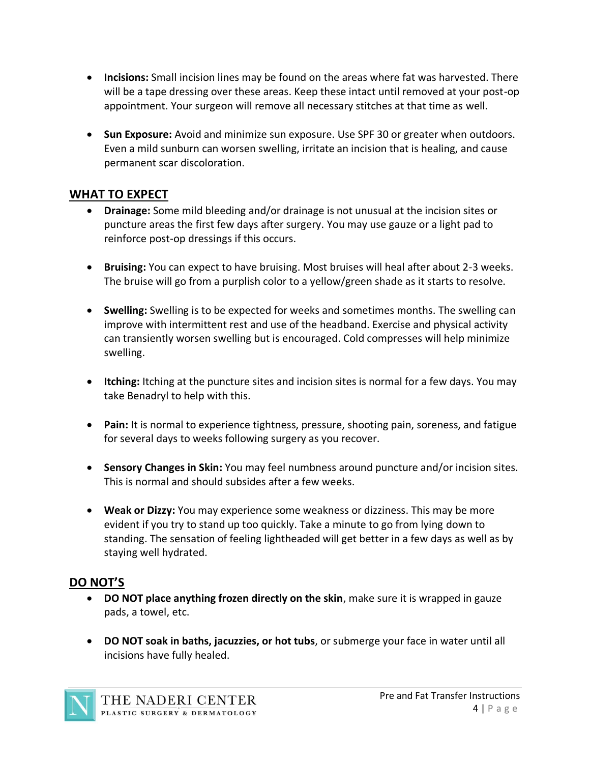- **Incisions:** Small incision lines may be found on the areas where fat was harvested. There will be a tape dressing over these areas. Keep these intact until removed at your post-op appointment. Your surgeon will remove all necessary stitches at that time as well.

- **Sun Exposure:** Avoid and minimize sun exposure. Use SPF 30 or greater when outdoors. Even a mild sunburn can worsen swelling, irritate an incision that is healing, and cause permanent scar discoloration.

## WHAT TO EXPECT

- **Drainage:** Some mild bleeding and/or drainage is not unusual at the incision sites or puncture areas the first few days after surgery. You may use gauze or a light pad to reinforce post-op dressings if this occurs.

- **Bruising:** You can expect to have bruising. Most bruises will heal after about 2-3 weeks. The bruise will go from a purplish color to a yellow/green shade as it starts to resolve.

- **Swelling:** Swelling is to be expected for weeks and sometimes months. The swelling can improve with intermittent rest and use of the headband. Exercise and physical activity can transiently worsen swelling but is encouraged. Cold compresses will help minimize swelling.

- **Itching:** Itching at the puncture sites and incision sites is normal for a few days. You may take Benadryl to help with this.

- **Pain:** It is normal to experience tightness, pressure, shooting pain, soreness, and fatigue for several days to weeks following surgery as you recover.

- **Sensory Changes in Skin:** You may feel numbness around puncture and/or incision sites. This is normal and should subsides after a few weeks.

- **Weak or Dizzy:** You may experience some weakness or dizziness. This may be more evident if you try to stand up too quickly. Take a minute to go from lying down to standing. The sensation of feeling lightheaded will get better in a few days as well as by staying well hydrated.

## DO NOT'S

- **DO NOT place anything frozen directly on the skin**, make sure it is wrapped in gauze pads, a towel, etc.

- **DO NOT soak in baths, jacuzzies, or hot tubs**, or submerge your face in water until all incisions have fully healed.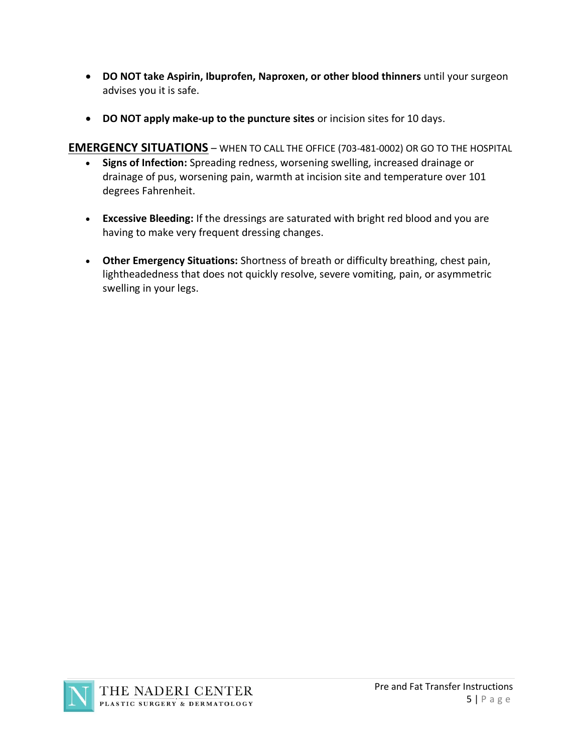- **DO NOT take Aspirin, Ibuprofen, Naproxen, or other blood thinners** until your surgeon advises you it is safe.

- **DO NOT apply make-up to the puncture sites** or incision sites for 10 days.

## EMERGENCY SITUATIONS – WHEN TO CALL THE OFFICE (703-481-0002) OR GO TO THE HOSPITAL

- **Signs of Infection:** Spreading redness, worsening swelling, increased drainage or drainage of pus, worsening pain, warmth at incision site and temperature over 101 degrees Fahrenheit.

- **Excessive Bleeding:** If the dressings are saturated with bright red blood and you are having to make very frequent dressing changes.

- **Other Emergency Situations:** Shortness of breath or difficulty breathing, chest pain, lightheadedness that does not quickly resolve, severe vomiting, pain, or asymmetric swelling in your legs.